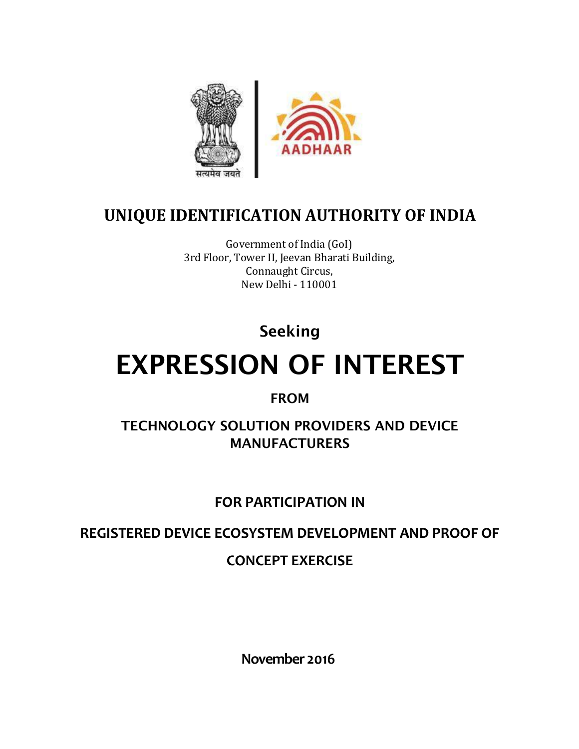सत्यमेव जयते

AADHAAR

# UNIQUE IDENTIFICATION AUTHORITY OF INDIA

Government of India (GoI)
3rd Floor, Tower II, Jeevan Bharati Building,
Connaught Circus,
New Delhi - 110001

**Seeking**

# EXPRESSION OF INTEREST

**FROM**

**TECHNOLOGY SOLUTION PROVIDERS AND DEVICE MANUFACTURERS**

**FOR PARTICIPATION IN**

**REGISTERED DEVICE ECOSYSTEM DEVELOPMENT AND PROOF OF CONCEPT EXERCISE**

**November 2016**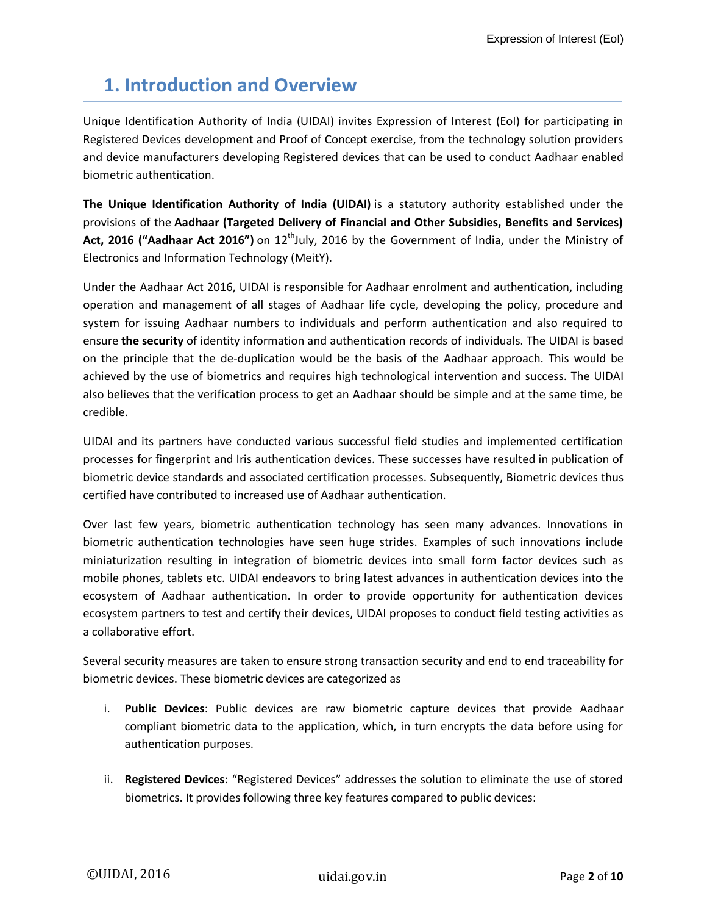# 1. Introduction and Overview

Unique Identification Authority of India (UIDAI) invites Expression of Interest (EoI) for participating in Registered Devices development and Proof of Concept exercise, from the technology solution providers and device manufacturers developing Registered devices that can be used to conduct Aadhaar enabled biometric authentication.

**The Unique Identification Authority of India (UIDAI)** is a statutory authority established under the provisions of the **Aadhaar (Targeted Delivery of Financial and Other Subsidies, Benefits and Services) Act, 2016 ("Aadhaar Act 2016")** on 12$^{th}$July, 2016 by the Government of India, under the Ministry of Electronics and Information Technology (MeitY).

Under the Aadhaar Act 2016, UIDAI is responsible for Aadhaar enrolment and authentication, including operation and management of all stages of Aadhaar life cycle, developing the policy, procedure and system for issuing Aadhaar numbers to individuals and perform authentication and also required to ensure **the security** of identity information and authentication records of individuals. The UIDAI is based on the principle that the de-duplication would be the basis of the Aadhaar approach. This would be achieved by the use of biometrics and requires high technological intervention and success. The UIDAI also believes that the verification process to get an Aadhaar should be simple and at the same time, be credible.

UIDAI and its partners have conducted various successful field studies and implemented certification processes for fingerprint and Iris authentication devices. These successes have resulted in publication of biometric device standards and associated certification processes. Subsequently, Biometric devices thus certified have contributed to increased use of Aadhaar authentication.

Over last few years, biometric authentication technology has seen many advances. Innovations in biometric authentication technologies have seen huge strides. Examples of such innovations include miniaturization resulting in integration of biometric devices into small form factor devices such as mobile phones, tablets etc. UIDAI endeavors to bring latest advances in authentication devices into the ecosystem of Aadhaar authentication. In order to provide opportunity for authentication devices ecosystem partners to test and certify their devices, UIDAI proposes to conduct field testing activities as a collaborative effort.

Several security measures are taken to ensure strong transaction security and end to end traceability for biometric devices. These biometric devices are categorized as

i. **Public Devices**: Public devices are raw biometric capture devices that provide Aadhaar compliant biometric data to the application, which, in turn encrypts the data before using for authentication purposes.

ii. **Registered Devices**: "Registered Devices" addresses the solution to eliminate the use of stored biometrics. It provides following three key features compared to public devices: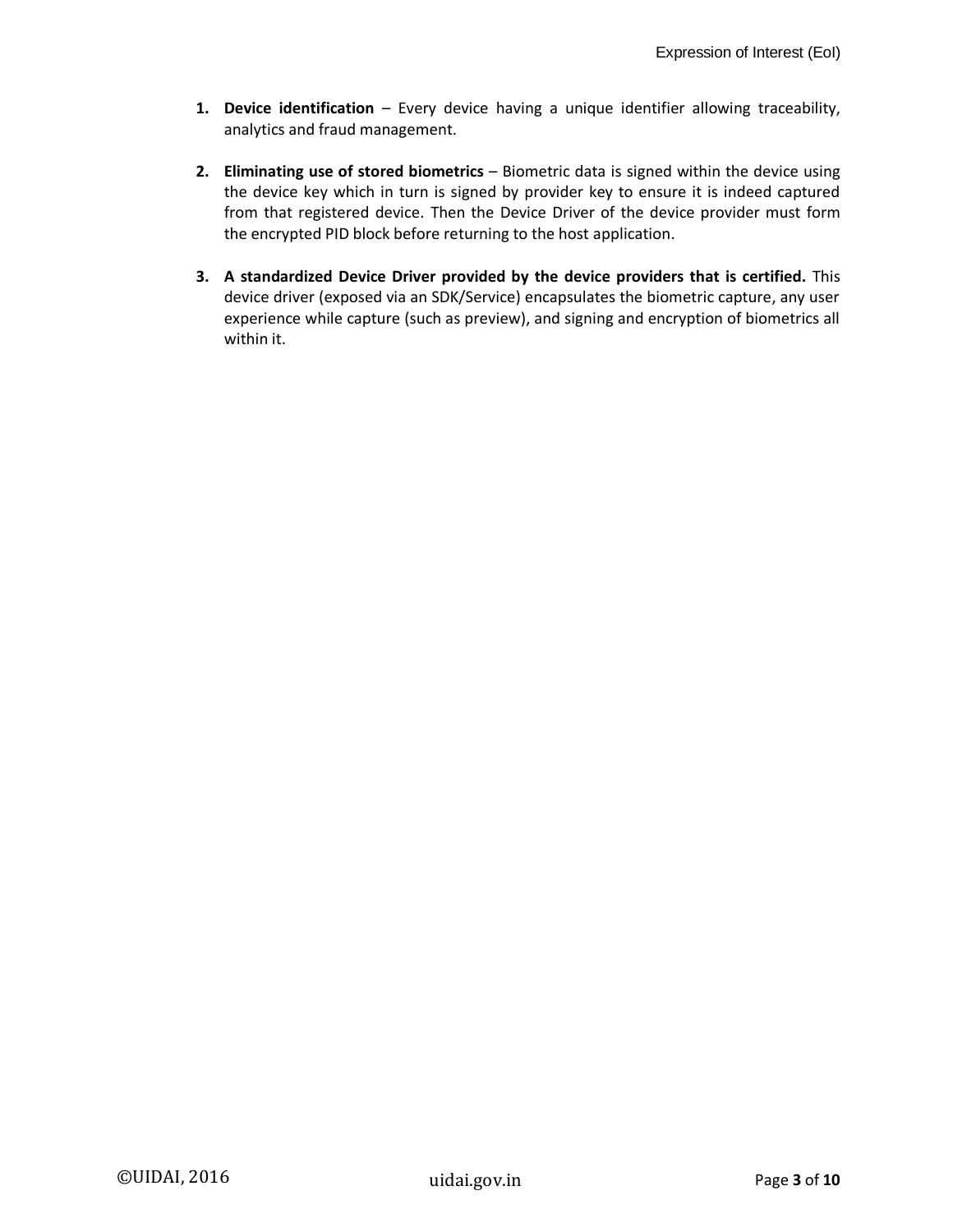1. **Device identification** – Every device having a unique identifier allowing traceability, analytics and fraud management.

2. **Eliminating use of stored biometrics** – Biometric data is signed within the device using the device key which in turn is signed by provider key to ensure it is indeed captured from that registered device. Then the Device Driver of the device provider must form the encrypted PID block before returning to the host application.

3. **A standardized Device Driver provided by the device providers that is certified.** This device driver (exposed via an SDK/Service) encapsulates the biometric capture, any user experience while capture (such as preview), and signing and encryption of biometrics all within it.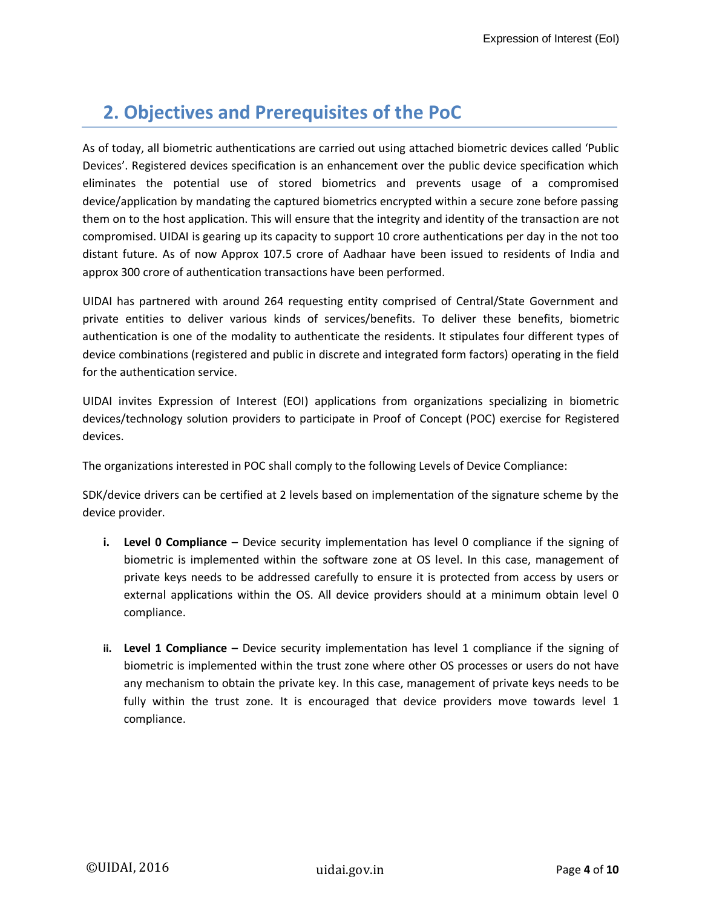## 2. Objectives and Prerequisites of the PoC

As of today, all biometric authentications are carried out using attached biometric devices called 'Public Devices'. Registered devices specification is an enhancement over the public device specification which eliminates the potential use of stored biometrics and prevents usage of a compromised device/application by mandating the captured biometrics encrypted within a secure zone before passing them on to the host application. This will ensure that the integrity and identity of the transaction are not compromised. UIDAI is gearing up its capacity to support 10 crore authentications per day in the not too distant future. As of now Approx 107.5 crore of Aadhaar have been issued to residents of India and approx 300 crore of authentication transactions have been performed.

UIDAI has partnered with around 264 requesting entity comprised of Central/State Government and private entities to deliver various kinds of services/benefits. To deliver these benefits, biometric authentication is one of the modality to authenticate the residents. It stipulates four different types of device combinations (registered and public in discrete and integrated form factors) operating in the field for the authentication service.

UIDAI invites Expression of Interest (EOI) applications from organizations specializing in biometric devices/technology solution providers to participate in Proof of Concept (POC) exercise for Registered devices.

The organizations interested in POC shall comply to the following Levels of Device Compliance:

SDK/device drivers can be certified at 2 levels based on implementation of the signature scheme by the device provider.

i. **Level 0 Compliance –** Device security implementation has level 0 compliance if the signing of biometric is implemented within the software zone at OS level. In this case, management of private keys needs to be addressed carefully to ensure it is protected from access by users or external applications within the OS. All device providers should at a minimum obtain level 0 compliance.

ii. **Level 1 Compliance –** Device security implementation has level 1 compliance if the signing of biometric is implemented within the trust zone where other OS processes or users do not have any mechanism to obtain the private key. In this case, management of private keys needs to be fully within the trust zone. It is encouraged that device providers move towards level 1 compliance.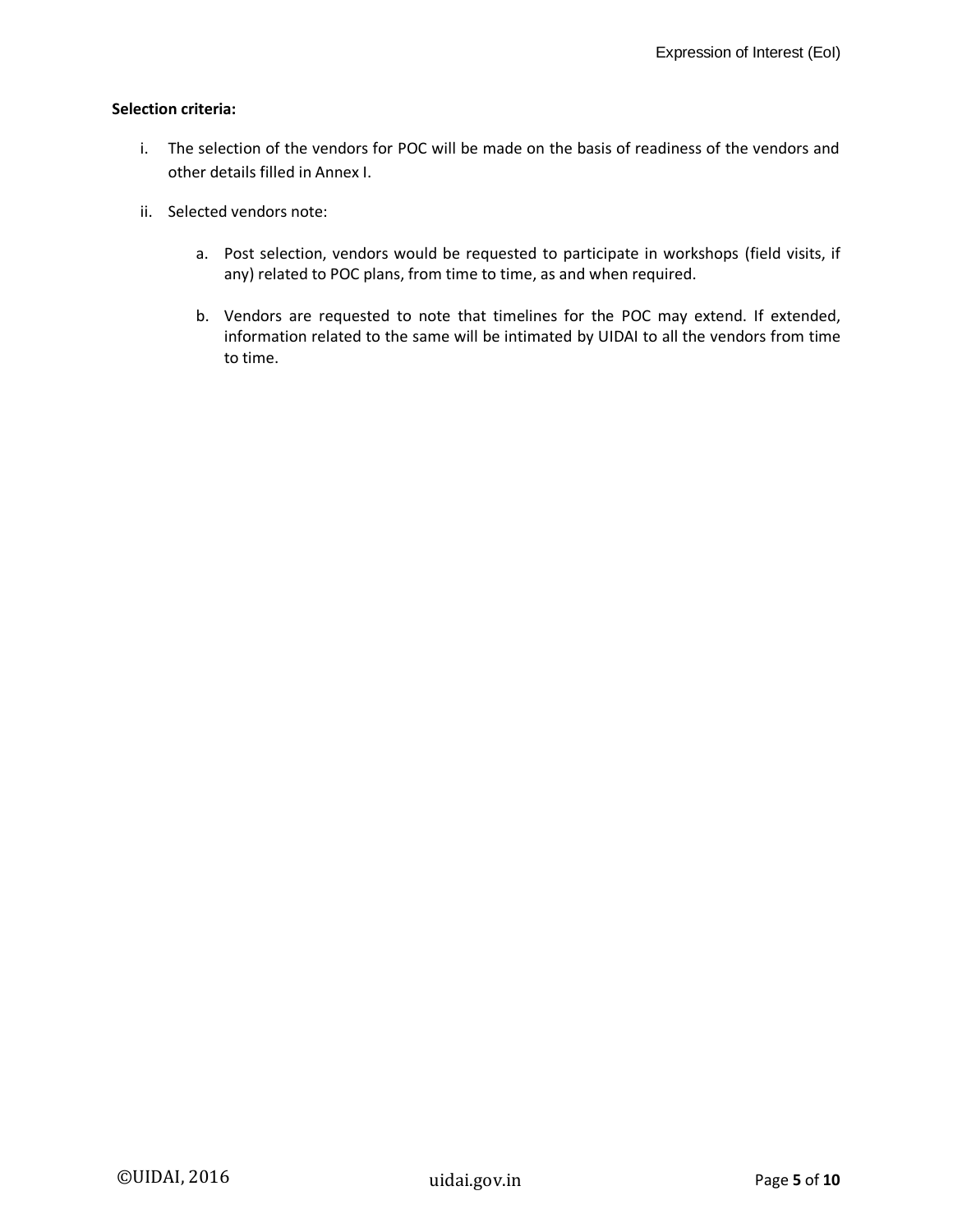**Selection criteria:**

i. The selection of the vendors for POC will be made on the basis of readiness of the vendors and other details filled in Annex I.

ii. Selected vendors note:

   a. Post selection, vendors would be requested to participate in workshops (field visits, if any) related to POC plans, from time to time, as and when required.

   b. Vendors are requested to note that timelines for the POC may extend. If extended, information related to the same will be intimated by UIDAI to all the vendors from time to time.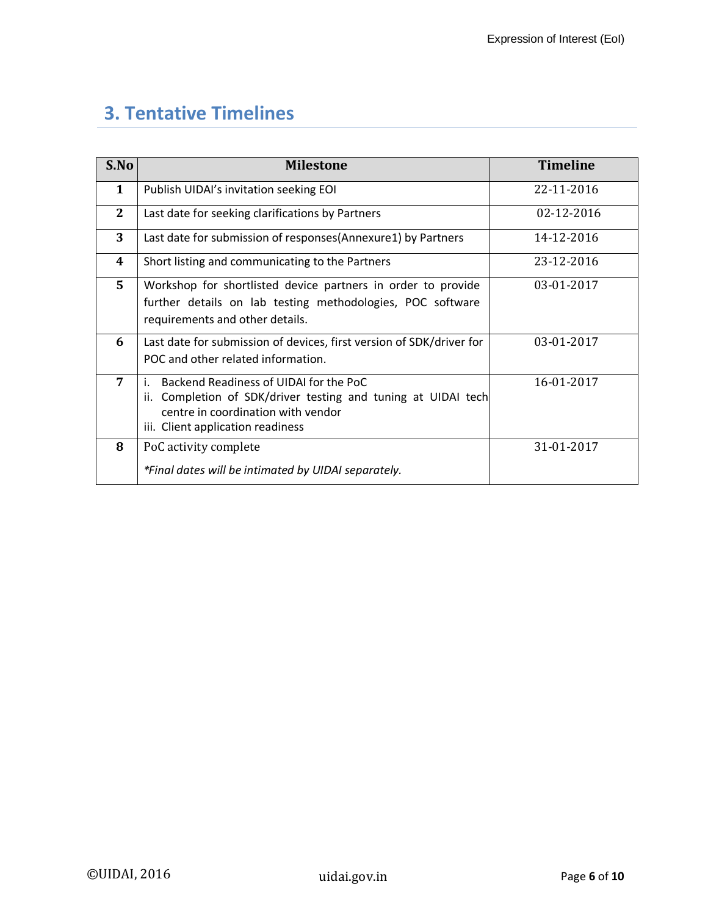## 3. Tentative Timelines

| S.No | Milestone | Timeline |
|---|---|---|
| 1 | Publish UIDAI's invitation seeking EOI | 22-11-2016 |
| 2 | Last date for seeking clarifications by Partners | 02-12-2016 |
| 3 | Last date for submission of responses(Annexure1) by Partners | 14-12-2016 |
| 4 | Short listing and communicating to the Partners | 23-12-2016 |
| 5 | Workshop for shortlisted device partners in order to provide further details on lab testing methodologies, POC software requirements and other details. | 03-01-2017 |
| 6 | Last date for submission of devices, first version of SDK/driver for POC and other related information. | 03-01-2017 |
| 7 | i. Backend Readiness of UIDAI for the PoC<br>ii. Completion of SDK/driver testing and tuning at UIDAI tech centre in coordination with vendor<br>iii. Client application readiness | 16-01-2017 |
| 8 | PoC activity complete<br><br>*\*Final dates will be intimated by UIDAI separately.* | 31-01-2017 |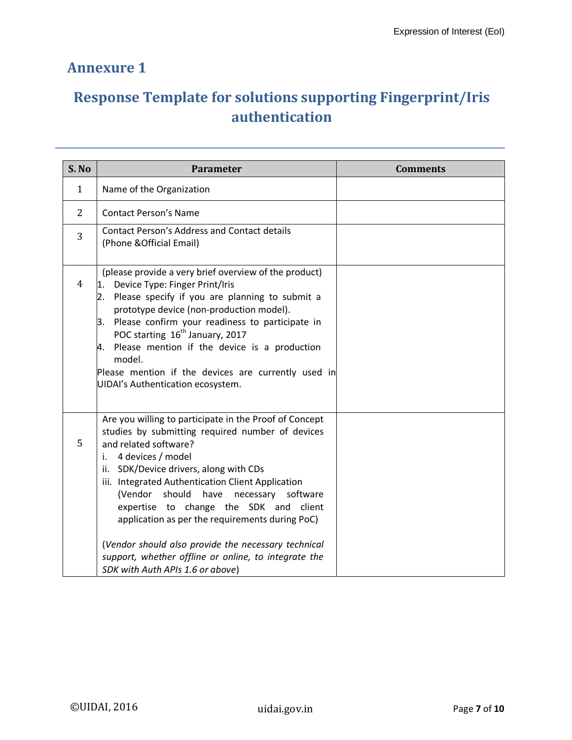## Annexure 1

## Response Template for solutions supporting Fingerprint/Iris authentication

| S. No | Parameter | Comments |
|---|---|---|
| 1 | Name of the Organization | |
| 2 | Contact Person's Name | |
| 3 | Contact Person's Address and Contact details (Phone &Official Email) | |
| 4 | (please provide a very brief overview of the product)<br>1. Device Type: Finger Print/Iris<br>2. Please specify if you are planning to submit a prototype device (non-production model).<br>3. Please confirm your readiness to participate in POC starting 16th January, 2017<br>4. Please mention if the device is a production model.<br>Please mention if the devices are currently used in UIDAI's Authentication ecosystem. | |
| 5 | Are you willing to participate in the Proof of Concept studies by submitting required number of devices and related software?<br>i. 4 devices / model<br>ii. SDK/Device drivers, along with CDs<br>iii. Integrated Authentication Client Application (Vendor should have necessary software expertise to change the SDK and client application as per the requirements during PoC)<br><br>(*Vendor should also provide the necessary technical support, whether offline or online, to integrate the SDK with Auth APIs 1.6 or above*) | |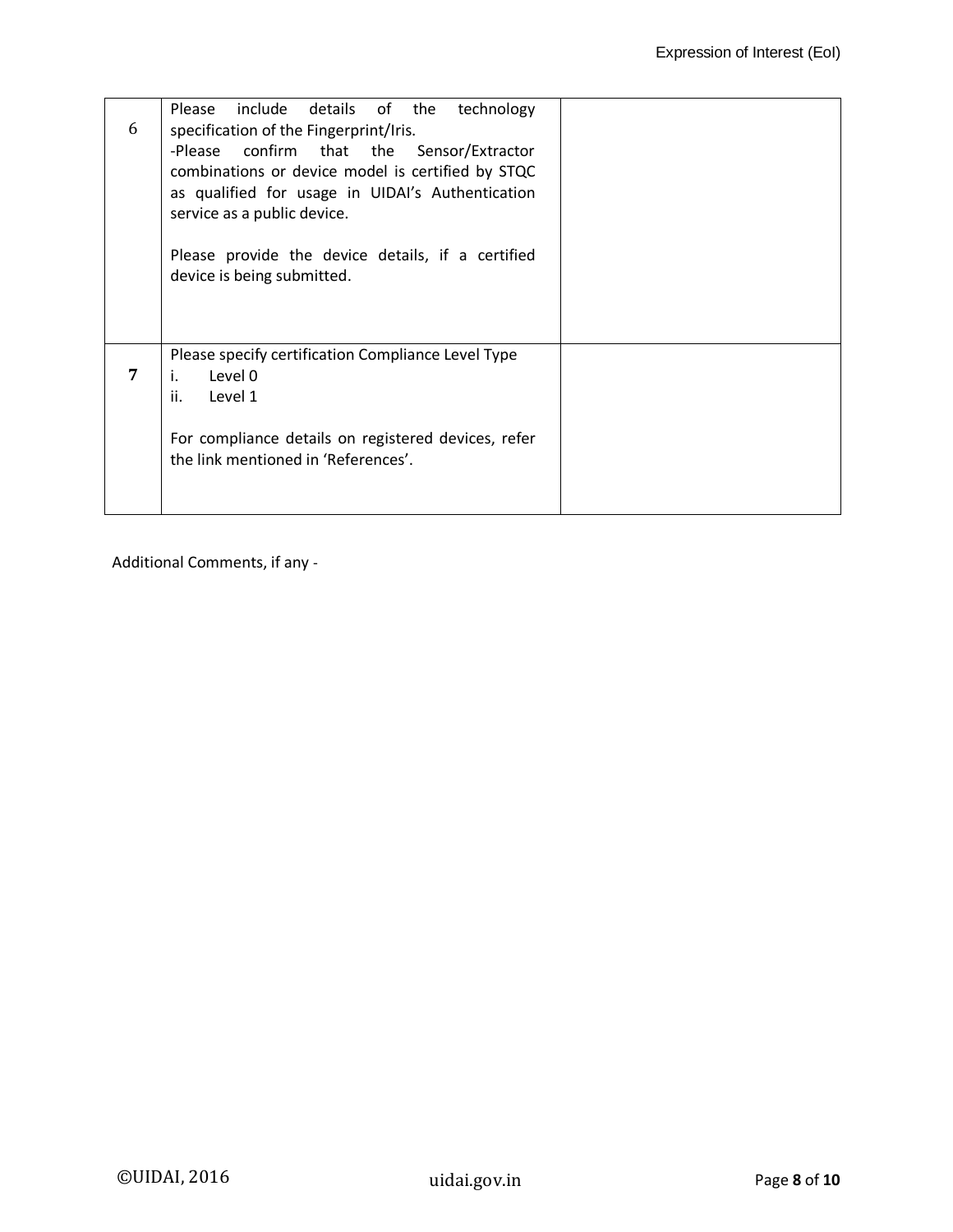| | | |
|---|---|---|
| 6 | Please include details of the technology specification of the Fingerprint/Iris.<br>-Please confirm that the Sensor/Extractor combinations or device model is certified by STQC as qualified for usage in UIDAI's Authentication service as a public device.<br><br>Please provide the device details, if a certified device is being submitted. | |
| **7** | Please specify certification Compliance Level Type<br>i. Level 0<br>ii. Level 1<br><br>For compliance details on registered devices, refer the link mentioned in 'References'. | |

Additional Comments, if any -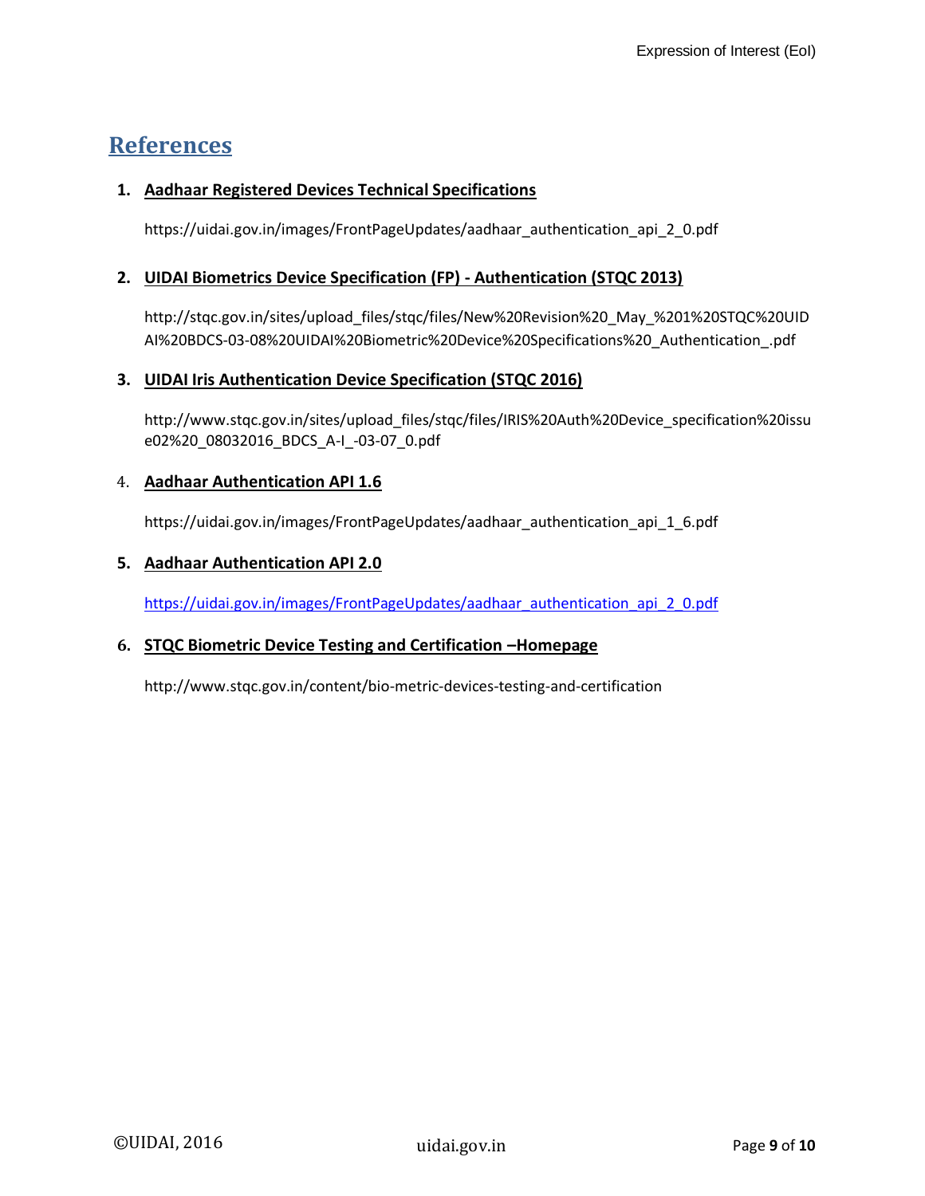## References

1. **Aadhaar Registered Devices Technical Specifications**

   https://uidai.gov.in/images/FrontPageUpdates/aadhaar_authentication_api_2_0.pdf

2. **UIDAI Biometrics Device Specification (FP) - Authentication (STQC 2013)**

   http://stqc.gov.in/sites/upload_files/stqc/files/New%20Revision%20_May_%201%20STQC%20UIDAI%20BDCS-03-08%20UIDAI%20Biometric%20Device%20Specifications%20_Authentication_.pdf

3. **UIDAI Iris Authentication Device Specification (STQC 2016)**

   http://www.stqc.gov.in/sites/upload_files/stqc/files/IRIS%20Auth%20Device_specification%20issue02%20_08032016_BDCS_A-I_-03-07_0.pdf

4. **Aadhaar Authentication API 1.6**

   https://uidai.gov.in/images/FrontPageUpdates/aadhaar_authentication_api_1_6.pdf

5. **Aadhaar Authentication API 2.0**

   https://uidai.gov.in/images/FrontPageUpdates/aadhaar_authentication_api_2_0.pdf

6. **STQC Biometric Device Testing and Certification –Homepage**

   http://www.stqc.gov.in/content/bio-metric-devices-testing-and-certification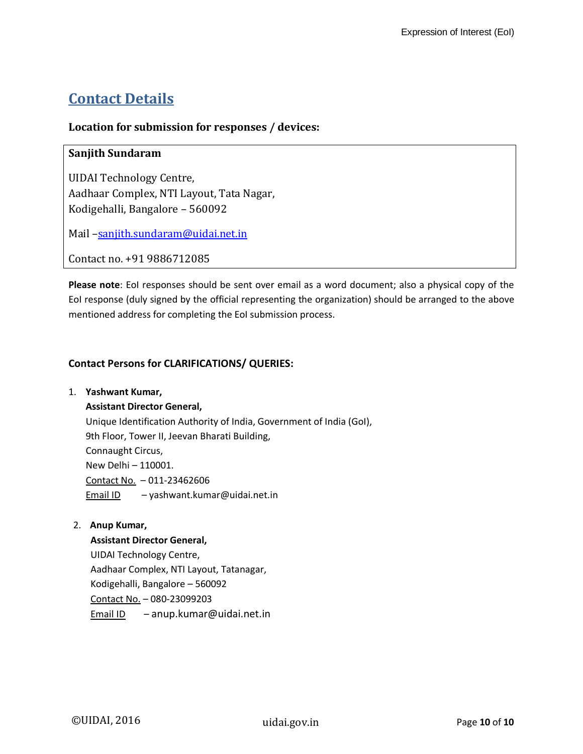## Contact Details

### Location for submission for responses / devices:

**Sanjith Sundaram**

UIDAI Technology Centre,
Aadhaar Complex, NTI Layout, Tata Nagar,
Kodigehalli, Bangalore – 560092

Mail –sanjith.sundaram@uidai.net.in

Contact no. +91 9886712085

**Please note**: EoI responses should be sent over email as a word document; also a physical copy of the EoI response (duly signed by the official representing the organization) should be arranged to the above mentioned address for completing the EoI submission process.

**Contact Persons for CLARIFICATIONS/ QUERIES:**

1. **Yashwant Kumar,**
   **Assistant Director General,**
   Unique Identification Authority of India, Government of India (GoI),
   9th Floor, Tower II, Jeevan Bharati Building,
   Connaught Circus,
   New Delhi – 110001.
   Contact No. – 011-23462606
   Email ID – yashwant.kumar@uidai.net.in

2. **Anup Kumar,**
   **Assistant Director General,**
   UIDAI Technology Centre,
   Aadhaar Complex, NTI Layout, Tatanagar,
   Kodigehalli, Bangalore – 560092
   Contact No. – 080-23099203
   Email ID – anup.kumar@uidai.net.in